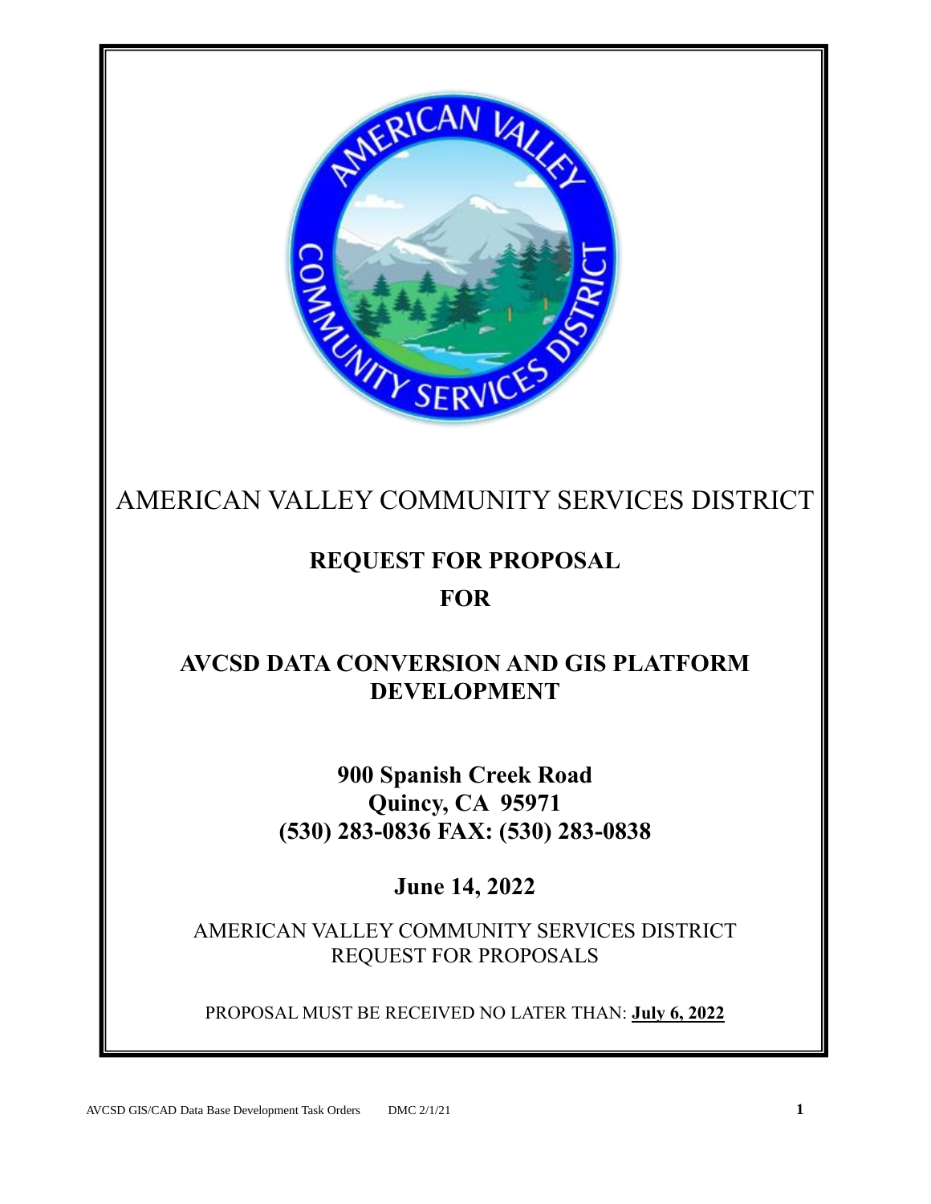AMERICAN VALLEY COMMUNITY SERVICES DISTRICT

# REQUEST FOR PROPOSAL

# FOR

# AVCSD DATA CONVERSION AND GIS PLATFORM DEVELOPMENT

**900 Spanish Creek Road**
**Quincy, CA 95971**
**(530) 283-0836 FAX: (530) 283-0838**

**June 14, 2022**

AMERICAN VALLEY COMMUNITY SERVICES DISTRICT
REQUEST FOR PROPOSALS

PROPOSAL MUST BE RECEIVED NO LATER THAN: **July 6, 2022**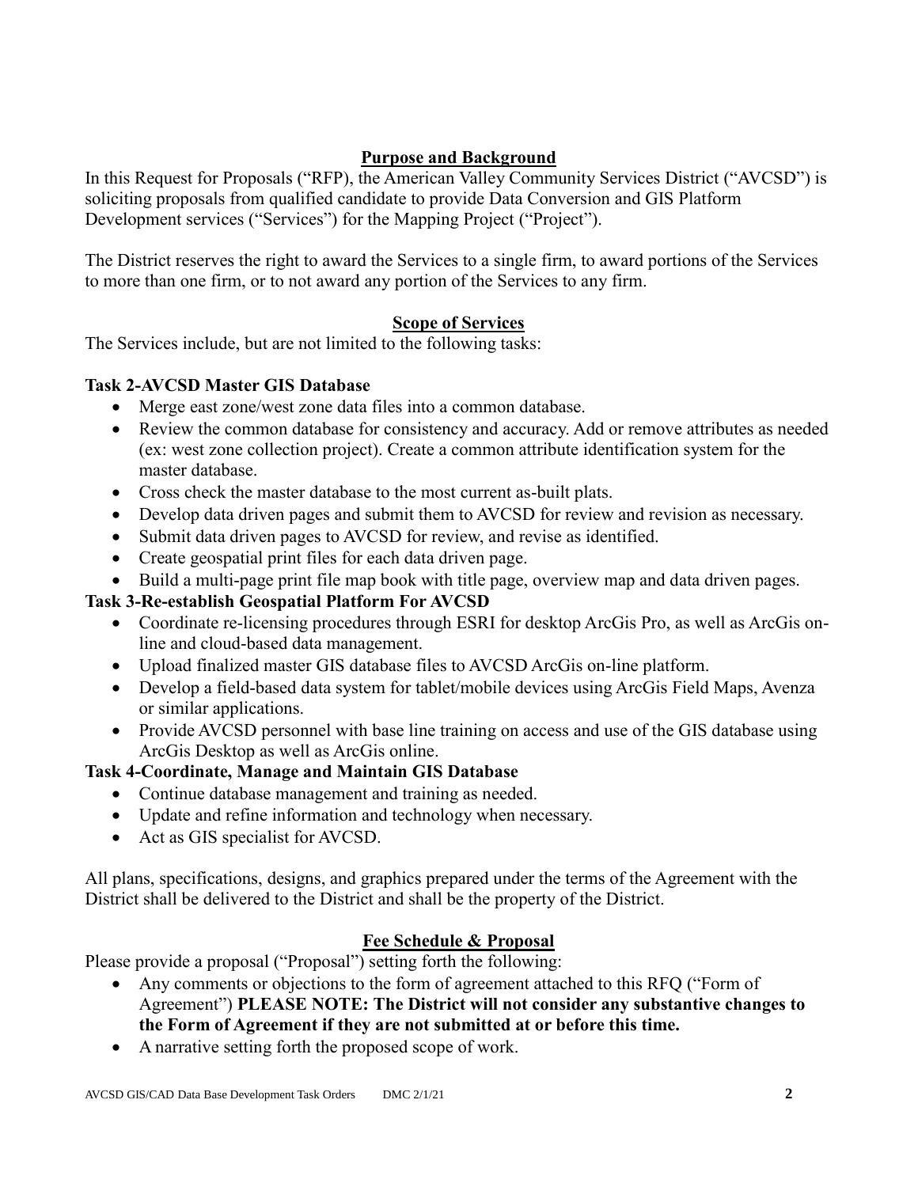## Purpose and Background

In this Request for Proposals ("RFP"), the American Valley Community Services District ("AVCSD") is soliciting proposals from qualified candidate to provide Data Conversion and GIS Platform Development services ("Services") for the Mapping Project ("Project").

The District reserves the right to award the Services to a single firm, to award portions of the Services to more than one firm, or to not award any portion of the Services to any firm.

## Scope of Services

The Services include, but are not limited to the following tasks:

### Task 2-AVCSD Master GIS Database

- Merge east zone/west zone data files into a common database.
- Review the common database for consistency and accuracy. Add or remove attributes as needed (ex: west zone collection project). Create a common attribute identification system for the master database.
- Cross check the master database to the most current as-built plats.
- Develop data driven pages and submit them to AVCSD for review and revision as necessary.
- Submit data driven pages to AVCSD for review, and revise as identified.
- Create geospatial print files for each data driven page.
- Build a multi-page print file map book with title page, overview map and data driven pages.

### Task 3-Re-establish Geospatial Platform For AVCSD

- Coordinate re-licensing procedures through ESRI for desktop ArcGis Pro, as well as ArcGis on-line and cloud-based data management.
- Upload finalized master GIS database files to AVCSD ArcGis on-line platform.
- Develop a field-based data system for tablet/mobile devices using ArcGis Field Maps, Avenza or similar applications.
- Provide AVCSD personnel with base line training on access and use of the GIS database using ArcGis Desktop as well as ArcGis online.

### Task 4-Coordinate, Manage and Maintain GIS Database

- Continue database management and training as needed.
- Update and refine information and technology when necessary.
- Act as GIS specialist for AVCSD.

All plans, specifications, designs, and graphics prepared under the terms of the Agreement with the District shall be delivered to the District and shall be the property of the District.

## Fee Schedule & Proposal

Please provide a proposal ("Proposal") setting forth the following:

- Any comments or objections to the form of agreement attached to this RFQ ("Form of Agreement") **PLEASE NOTE: The District will not consider any substantive changes to the Form of Agreement if they are not submitted at or before this time.**
- A narrative setting forth the proposed scope of work.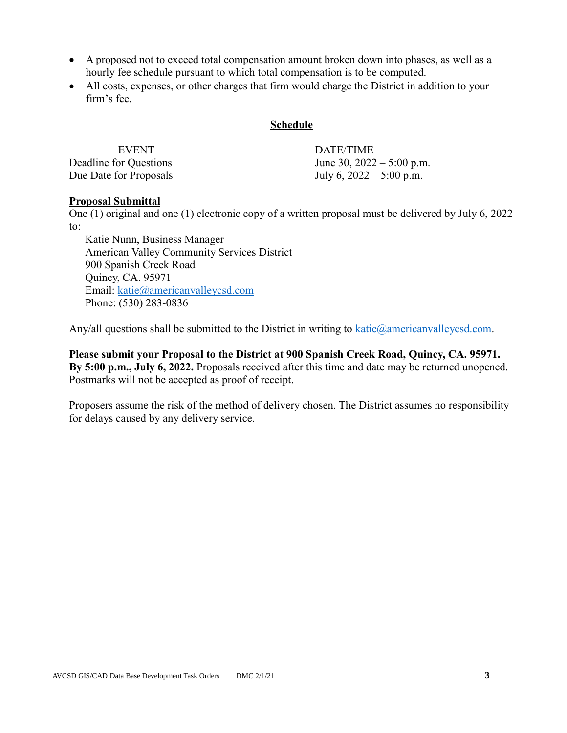- A proposed not to exceed total compensation amount broken down into phases, as well as a hourly fee schedule pursuant to which total compensation is to be computed.
- All costs, expenses, or other charges that firm would charge the District in addition to your firm's fee.

## Schedule

| EVENT | DATE/TIME |
| --- | --- |
| Deadline for Questions | June 30, 2022 – 5:00 p.m. |
| Due Date for Proposals | July 6, 2022 – 5:00 p.m. |

**Proposal Submittal**

One (1) original and one (1) electronic copy of a written proposal must be delivered by July 6, 2022 to:

Katie Nunn, Business Manager
American Valley Community Services District
900 Spanish Creek Road
Quincy, CA. 95971
Email: katie@americanvalleycsd.com
Phone: (530) 283-0836

Any/all questions shall be submitted to the District in writing to katie@americanvalleycsd.com.

**Please submit your Proposal to the District at 900 Spanish Creek Road, Quincy, CA. 95971. By 5:00 p.m., July 6, 2022.** Proposals received after this time and date may be returned unopened. Postmarks will not be accepted as proof of receipt.

Proposers assume the risk of the method of delivery chosen. The District assumes no responsibility for delays caused by any delivery service.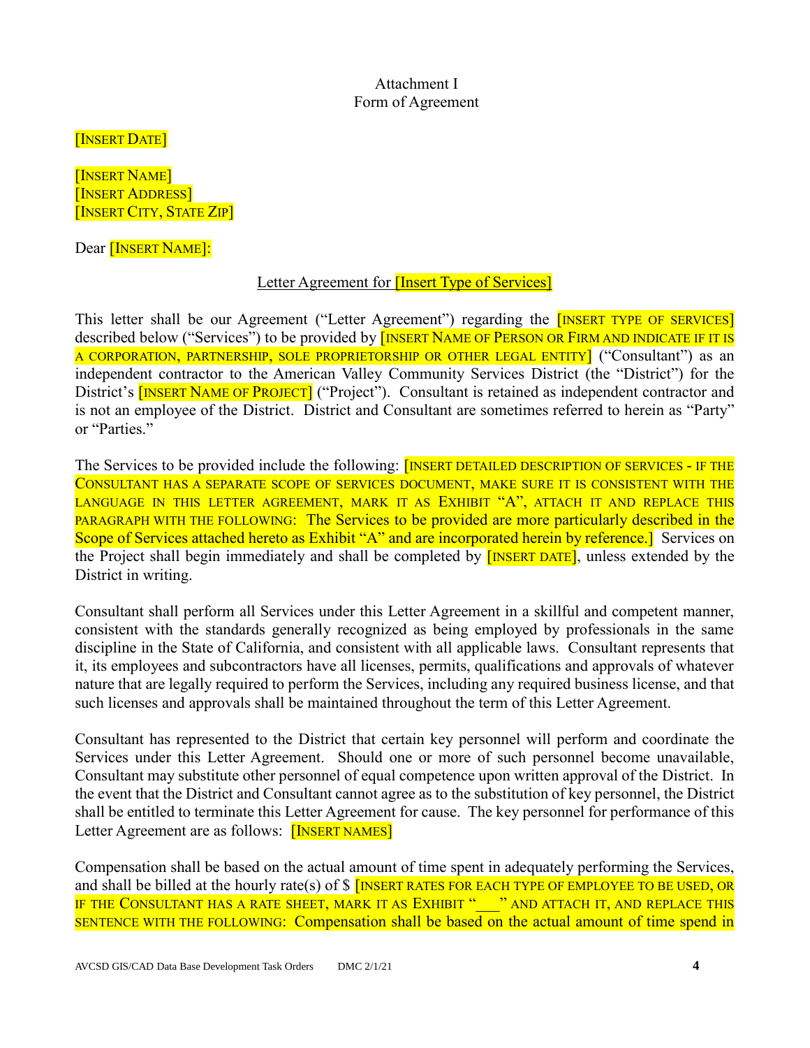Attachment I
Form of Agreement

[INSERT DATE]

[INSERT NAME]
[INSERT ADDRESS]
[INSERT CITY, STATE ZIP]

Dear [INSERT NAME]:

Letter Agreement for [Insert Type of Services]

This letter shall be our Agreement ("Letter Agreement") regarding the [INSERT TYPE OF SERVICES] described below ("Services") to be provided by [INSERT NAME OF PERSON OR FIRM AND INDICATE IF IT IS A CORPORATION, PARTNERSHIP, SOLE PROPRIETORSHIP OR OTHER LEGAL ENTITY] ("Consultant") as an independent contractor to the American Valley Community Services District (the "District") for the District's [INSERT NAME OF PROJECT] ("Project"). Consultant is retained as independent contractor and is not an employee of the District. District and Consultant are sometimes referred to herein as "Party" or "Parties."

The Services to be provided include the following: [INSERT DETAILED DESCRIPTION OF SERVICES - IF THE CONSULTANT HAS A SEPARATE SCOPE OF SERVICES DOCUMENT, MAKE SURE IT IS CONSISTENT WITH THE LANGUAGE IN THIS LETTER AGREEMENT, MARK IT AS EXHIBIT "A", ATTACH IT AND REPLACE THIS PARAGRAPH WITH THE FOLLOWING: The Services to be provided are more particularly described in the Scope of Services attached hereto as Exhibit "A" and are incorporated herein by reference.] Services on the Project shall begin immediately and shall be completed by [INSERT DATE], unless extended by the District in writing.

Consultant shall perform all Services under this Letter Agreement in a skillful and competent manner, consistent with the standards generally recognized as being employed by professionals in the same discipline in the State of California, and consistent with all applicable laws. Consultant represents that it, its employees and subcontractors have all licenses, permits, qualifications and approvals of whatever nature that are legally required to perform the Services, including any required business license, and that such licenses and approvals shall be maintained throughout the term of this Letter Agreement.

Consultant has represented to the District that certain key personnel will perform and coordinate the Services under this Letter Agreement. Should one or more of such personnel become unavailable, Consultant may substitute other personnel of equal competence upon written approval of the District. In the event that the District and Consultant cannot agree as to the substitution of key personnel, the District shall be entitled to terminate this Letter Agreement for cause. The key personnel for performance of this Letter Agreement are as follows: [INSERT NAMES]

Compensation shall be based on the actual amount of time spent in adequately performing the Services, and shall be billed at the hourly rate(s) of $ [INSERT RATES FOR EACH TYPE OF EMPLOYEE TO BE USED, OR IF THE CONSULTANT HAS A RATE SHEET, MARK IT AS EXHIBIT "___" AND ATTACH IT, AND REPLACE THIS SENTENCE WITH THE FOLLOWING: Compensation shall be based on the actual amount of time spend in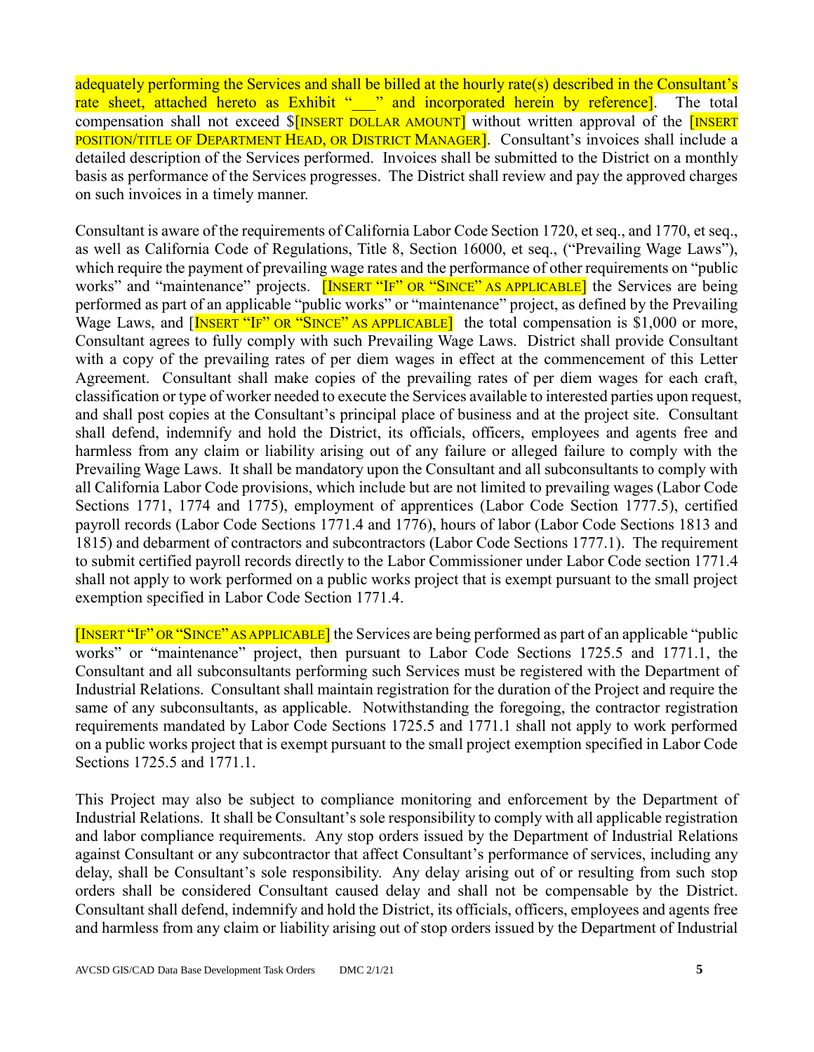adequately performing the Services and shall be billed at the hourly rate(s) described in the Consultant's rate sheet, attached hereto as Exhibit "___" and incorporated herein by reference]. The total compensation shall not exceed $[INSERT DOLLAR AMOUNT] without written approval of the [INSERT POSITION/TITLE OF DEPARTMENT HEAD, OR DISTRICT MANAGER]. Consultant's invoices shall include a detailed description of the Services performed. Invoices shall be submitted to the District on a monthly basis as performance of the Services progresses. The District shall review and pay the approved charges on such invoices in a timely manner.

Consultant is aware of the requirements of California Labor Code Section 1720, et seq., and 1770, et seq., as well as California Code of Regulations, Title 8, Section 16000, et seq., ("Prevailing Wage Laws"), which require the payment of prevailing wage rates and the performance of other requirements on "public works" and "maintenance" projects. [INSERT "IF" OR "SINCE" AS APPLICABLE] the Services are being performed as part of an applicable "public works" or "maintenance" project, as defined by the Prevailing Wage Laws, and [INSERT "IF" OR "SINCE" AS APPLICABLE] the total compensation is $1,000 or more, Consultant agrees to fully comply with such Prevailing Wage Laws. District shall provide Consultant with a copy of the prevailing rates of per diem wages in effect at the commencement of this Letter Agreement. Consultant shall make copies of the prevailing rates of per diem wages for each craft, classification or type of worker needed to execute the Services available to interested parties upon request, and shall post copies at the Consultant's principal place of business and at the project site. Consultant shall defend, indemnify and hold the District, its officials, officers, employees and agents free and harmless from any claim or liability arising out of any failure or alleged failure to comply with the Prevailing Wage Laws. It shall be mandatory upon the Consultant and all subconsultants to comply with all California Labor Code provisions, which include but are not limited to prevailing wages (Labor Code Sections 1771, 1774 and 1775), employment of apprentices (Labor Code Section 1777.5), certified payroll records (Labor Code Sections 1771.4 and 1776), hours of labor (Labor Code Sections 1813 and 1815) and debarment of contractors and subcontractors (Labor Code Sections 1777.1). The requirement to submit certified payroll records directly to the Labor Commissioner under Labor Code section 1771.4 shall not apply to work performed on a public works project that is exempt pursuant to the small project exemption specified in Labor Code Section 1771.4.

[INSERT "IF" OR "SINCE" AS APPLICABLE] the Services are being performed as part of an applicable "public works" or "maintenance" project, then pursuant to Labor Code Sections 1725.5 and 1771.1, the Consultant and all subconsultants performing such Services must be registered with the Department of Industrial Relations. Consultant shall maintain registration for the duration of the Project and require the same of any subconsultants, as applicable. Notwithstanding the foregoing, the contractor registration requirements mandated by Labor Code Sections 1725.5 and 1771.1 shall not apply to work performed on a public works project that is exempt pursuant to the small project exemption specified in Labor Code Sections 1725.5 and 1771.1.

This Project may also be subject to compliance monitoring and enforcement by the Department of Industrial Relations. It shall be Consultant's sole responsibility to comply with all applicable registration and labor compliance requirements. Any stop orders issued by the Department of Industrial Relations against Consultant or any subcontractor that affect Consultant's performance of services, including any delay, shall be Consultant's sole responsibility. Any delay arising out of or resulting from such stop orders shall be considered Consultant caused delay and shall not be compensable by the District. Consultant shall defend, indemnify and hold the District, its officials, officers, employees and agents free and harmless from any claim or liability arising out of stop orders issued by the Department of Industrial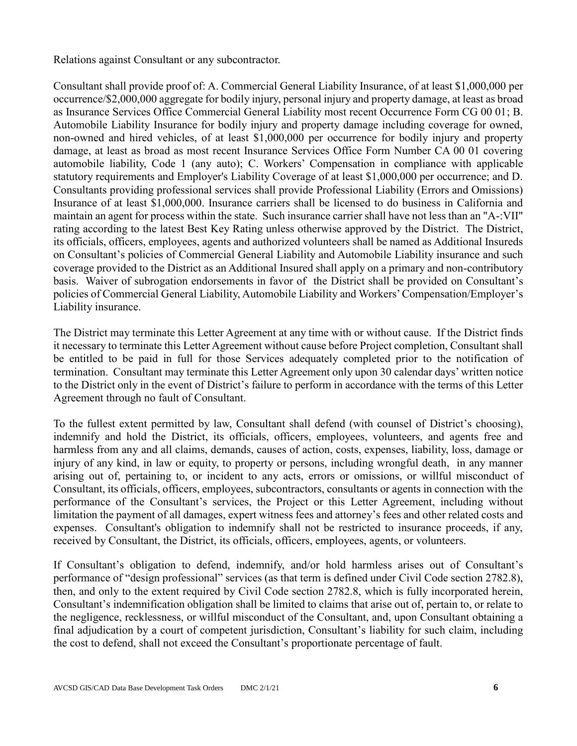Relations against Consultant or any subcontractor.

Consultant shall provide proof of: A. Commercial General Liability Insurance, of at least $1,000,000 per occurrence/$2,000,000 aggregate for bodily injury, personal injury and property damage, at least as broad as Insurance Services Office Commercial General Liability most recent Occurrence Form CG 00 01; B. Automobile Liability Insurance for bodily injury and property damage including coverage for owned, non-owned and hired vehicles, of at least $1,000,000 per occurrence for bodily injury and property damage, at least as broad as most recent Insurance Services Office Form Number CA 00 01 covering automobile liability, Code 1 (any auto); C. Workers' Compensation in compliance with applicable statutory requirements and Employer's Liability Coverage of at least $1,000,000 per occurrence; and D. Consultants providing professional services shall provide Professional Liability (Errors and Omissions) Insurance of at least $1,000,000. Insurance carriers shall be licensed to do business in California and maintain an agent for process within the state. Such insurance carrier shall have not less than an "A-:VII" rating according to the latest Best Key Rating unless otherwise approved by the District. The District, its officials, officers, employees, agents and authorized volunteers shall be named as Additional Insureds on Consultant's policies of Commercial General Liability and Automobile Liability insurance and such coverage provided to the District as an Additional Insured shall apply on a primary and non-contributory basis. Waiver of subrogation endorsements in favor of the District shall be provided on Consultant's policies of Commercial General Liability, Automobile Liability and Workers' Compensation/Employer's Liability insurance.

The District may terminate this Letter Agreement at any time with or without cause. If the District finds it necessary to terminate this Letter Agreement without cause before Project completion, Consultant shall be entitled to be paid in full for those Services adequately completed prior to the notification of termination. Consultant may terminate this Letter Agreement only upon 30 calendar days' written notice to the District only in the event of District's failure to perform in accordance with the terms of this Letter Agreement through no fault of Consultant.

To the fullest extent permitted by law, Consultant shall defend (with counsel of District's choosing), indemnify and hold the District, its officials, officers, employees, volunteers, and agents free and harmless from any and all claims, demands, causes of action, costs, expenses, liability, loss, damage or injury of any kind, in law or equity, to property or persons, including wrongful death, in any manner arising out of, pertaining to, or incident to any acts, errors or omissions, or willful misconduct of Consultant, its officials, officers, employees, subcontractors, consultants or agents in connection with the performance of the Consultant's services, the Project or this Letter Agreement, including without limitation the payment of all damages, expert witness fees and attorney's fees and other related costs and expenses. Consultant's obligation to indemnify shall not be restricted to insurance proceeds, if any, received by Consultant, the District, its officials, officers, employees, agents, or volunteers.

If Consultant's obligation to defend, indemnify, and/or hold harmless arises out of Consultant's performance of "design professional" services (as that term is defined under Civil Code section 2782.8), then, and only to the extent required by Civil Code section 2782.8, which is fully incorporated herein, Consultant's indemnification obligation shall be limited to claims that arise out of, pertain to, or relate to the negligence, recklessness, or willful misconduct of the Consultant, and, upon Consultant obtaining a final adjudication by a court of competent jurisdiction, Consultant's liability for such claim, including the cost to defend, shall not exceed the Consultant's proportionate percentage of fault.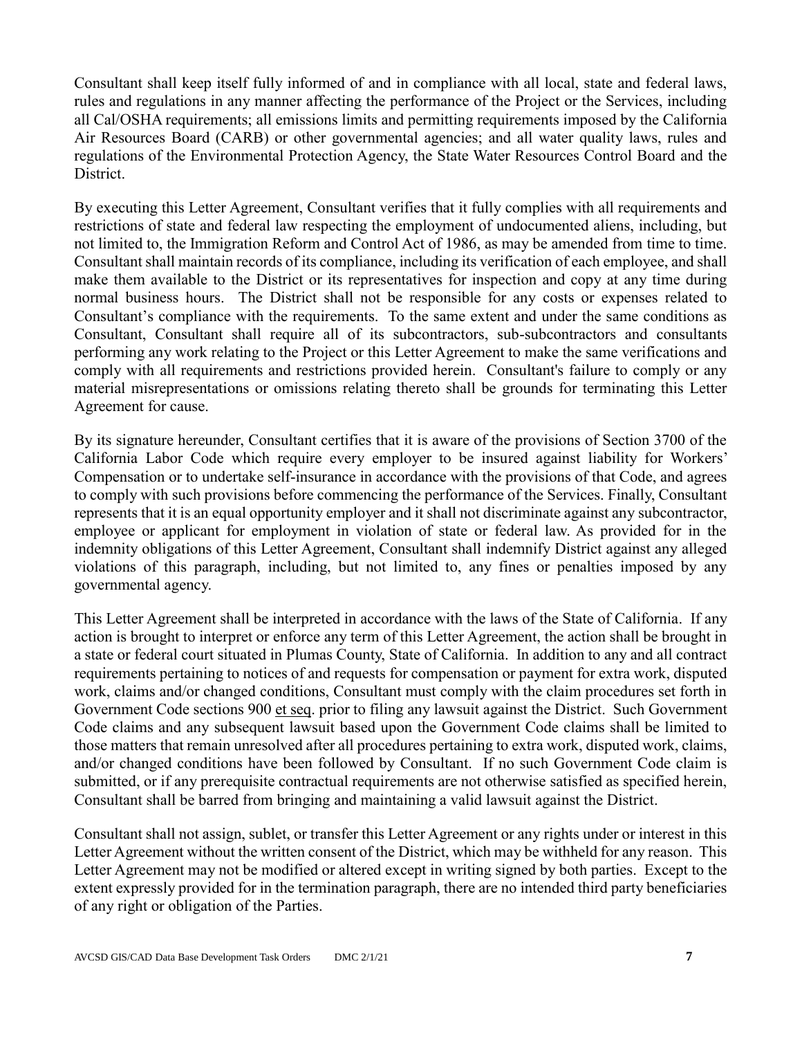Consultant shall keep itself fully informed of and in compliance with all local, state and federal laws, rules and regulations in any manner affecting the performance of the Project or the Services, including all Cal/OSHA requirements; all emissions limits and permitting requirements imposed by the California Air Resources Board (CARB) or other governmental agencies; and all water quality laws, rules and regulations of the Environmental Protection Agency, the State Water Resources Control Board and the District.

By executing this Letter Agreement, Consultant verifies that it fully complies with all requirements and restrictions of state and federal law respecting the employment of undocumented aliens, including, but not limited to, the Immigration Reform and Control Act of 1986, as may be amended from time to time. Consultant shall maintain records of its compliance, including its verification of each employee, and shall make them available to the District or its representatives for inspection and copy at any time during normal business hours. The District shall not be responsible for any costs or expenses related to Consultant's compliance with the requirements. To the same extent and under the same conditions as Consultant, Consultant shall require all of its subcontractors, sub-subcontractors and consultants performing any work relating to the Project or this Letter Agreement to make the same verifications and comply with all requirements and restrictions provided herein. Consultant's failure to comply or any material misrepresentations or omissions relating thereto shall be grounds for terminating this Letter Agreement for cause.

By its signature hereunder, Consultant certifies that it is aware of the provisions of Section 3700 of the California Labor Code which require every employer to be insured against liability for Workers' Compensation or to undertake self-insurance in accordance with the provisions of that Code, and agrees to comply with such provisions before commencing the performance of the Services. Finally, Consultant represents that it is an equal opportunity employer and it shall not discriminate against any subcontractor, employee or applicant for employment in violation of state or federal law. As provided for in the indemnity obligations of this Letter Agreement, Consultant shall indemnify District against any alleged violations of this paragraph, including, but not limited to, any fines or penalties imposed by any governmental agency.

This Letter Agreement shall be interpreted in accordance with the laws of the State of California. If any action is brought to interpret or enforce any term of this Letter Agreement, the action shall be brought in a state or federal court situated in Plumas County, State of California. In addition to any and all contract requirements pertaining to notices of and requests for compensation or payment for extra work, disputed work, claims and/or changed conditions, Consultant must comply with the claim procedures set forth in Government Code sections 900 et seq. prior to filing any lawsuit against the District. Such Government Code claims and any subsequent lawsuit based upon the Government Code claims shall be limited to those matters that remain unresolved after all procedures pertaining to extra work, disputed work, claims, and/or changed conditions have been followed by Consultant. If no such Government Code claim is submitted, or if any prerequisite contractual requirements are not otherwise satisfied as specified herein, Consultant shall be barred from bringing and maintaining a valid lawsuit against the District.

Consultant shall not assign, sublet, or transfer this Letter Agreement or any rights under or interest in this Letter Agreement without the written consent of the District, which may be withheld for any reason. This Letter Agreement may not be modified or altered except in writing signed by both parties. Except to the extent expressly provided for in the termination paragraph, there are no intended third party beneficiaries of any right or obligation of the Parties.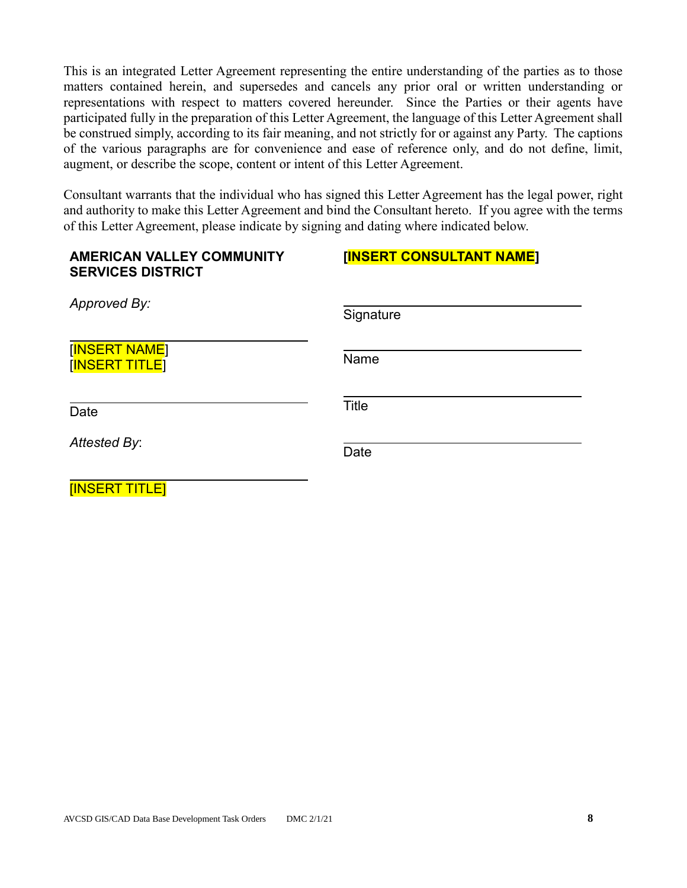This is an integrated Letter Agreement representing the entire understanding of the parties as to those matters contained herein, and supersedes and cancels any prior oral or written understanding or representations with respect to matters covered hereunder. Since the Parties or their agents have participated fully in the preparation of this Letter Agreement, the language of this Letter Agreement shall be construed simply, according to its fair meaning, and not strictly for or against any Party. The captions of the various paragraphs are for convenience and ease of reference only, and do not define, limit, augment, or describe the scope, content or intent of this Letter Agreement.

Consultant warrants that the individual who has signed this Letter Agreement has the legal power, right and authority to make this Letter Agreement and bind the Consultant hereto. If you agree with the terms of this Letter Agreement, please indicate by signing and dating where indicated below.

**AMERICAN VALLEY COMMUNITY SERVICES DISTRICT**

*Approved By:*

______________________________
[INSERT NAME]
[INSERT TITLE]

______________________________
Date

*Attested By*:

______________________________
[INSERT TITLE]

**[INSERT CONSULTANT NAME]**

______________________________
Signature

______________________________
Name

______________________________
Title

______________________________
Date